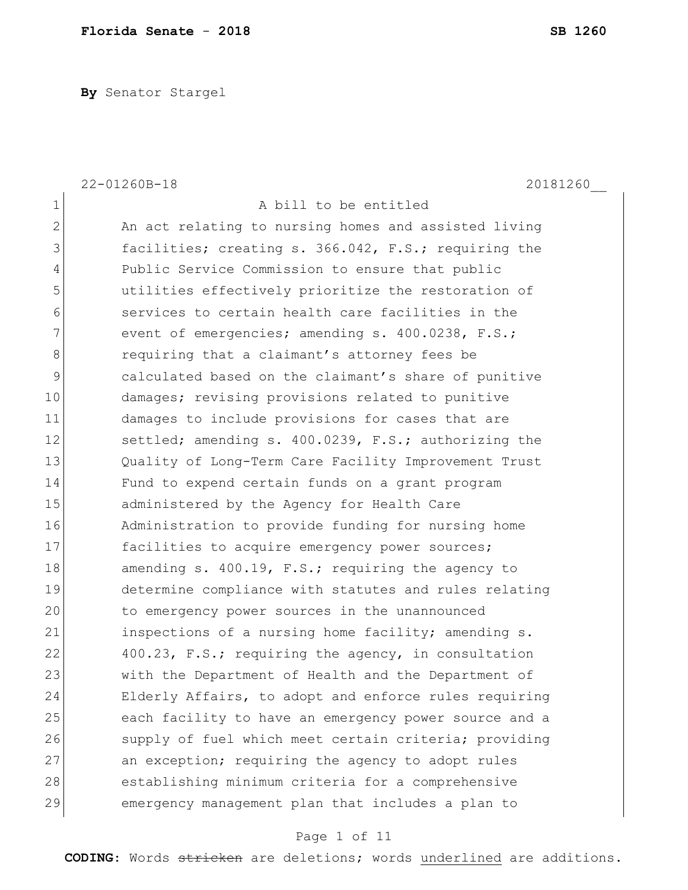By Senator Stargel

22-01260B-18 20181260__

1 A bill to be entitled
2 An act relating to nursing homes and assisted living
3 facilities; creating s. 366.042, F.S.; requiring the
4 Public Service Commission to ensure that public
5 utilities effectively prioritize the restoration of
6 services to certain health care facilities in the
7 event of emergencies; amending s. 400.0238, F.S.;
8 requiring that a claimant's attorney fees be
9 calculated based on the claimant's share of punitive
10 damages; revising provisions related to punitive
11 damages to include provisions for cases that are
12 settled; amending s. 400.0239, F.S.; authorizing the
13 Quality of Long-Term Care Facility Improvement Trust
14 Fund to expend certain funds on a grant program
15 administered by the Agency for Health Care
16 Administration to provide funding for nursing home
17 facilities to acquire emergency power sources;
18 amending s. 400.19, F.S.; requiring the agency to
19 determine compliance with statutes and rules relating
20 to emergency power sources in the unannounced
21 inspections of a nursing home facility; amending s.
22 400.23, F.S.; requiring the agency, in consultation
23 with the Department of Health and the Department of
24 Elderly Affairs, to adopt and enforce rules requiring
25 each facility to have an emergency power source and a
26 supply of fuel which meet certain criteria; providing
27 an exception; requiring the agency to adopt rules
28 establishing minimum criteria for a comprehensive
29 emergency management plan that includes a plan to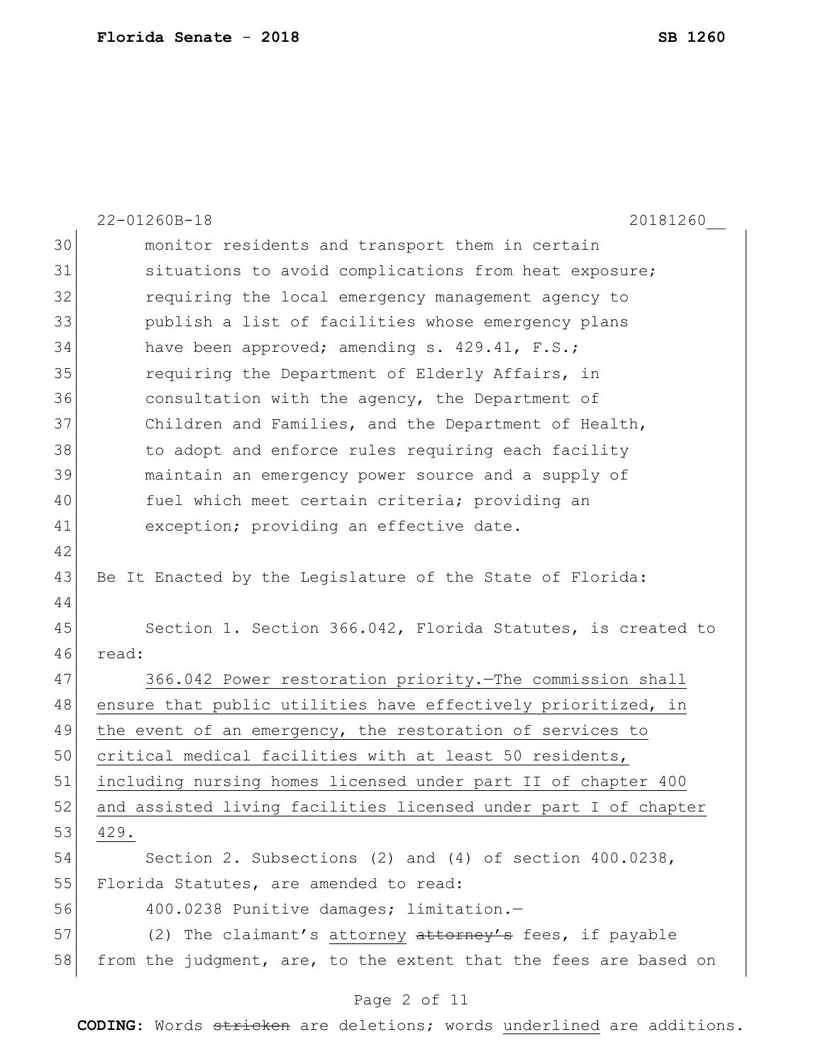monitor residents and transport them in certain situations to avoid complications from heat exposure; requiring the local emergency management agency to publish a list of facilities whose emergency plans have been approved; amending s. 429.41, F.S.; requiring the Department of Elderly Affairs, in consultation with the agency, the Department of Children and Families, and the Department of Health, to adopt and enforce rules requiring each facility maintain an emergency power source and a supply of fuel which meet certain criteria; providing an exception; providing an effective date.

Be It Enacted by the Legislature of the State of Florida:

Section 1. Section 366.042, Florida Statutes, is created to read:

<u>366.042 Power restoration priority.—The commission shall ensure that public utilities have effectively prioritized, in the event of an emergency, the restoration of services to critical medical facilities with at least 50 residents, including nursing homes licensed under part II of chapter 400 and assisted living facilities licensed under part I of chapter 429.</u>

Section 2. Subsections (2) and (4) of section 400.0238, Florida Statutes, are amended to read:

400.0238 Punitive damages; limitation.—

(2) The claimant's <u>attorney</u> ~~attorney's~~ fees, if payable from the judgment, are, to the extent that the fees are based on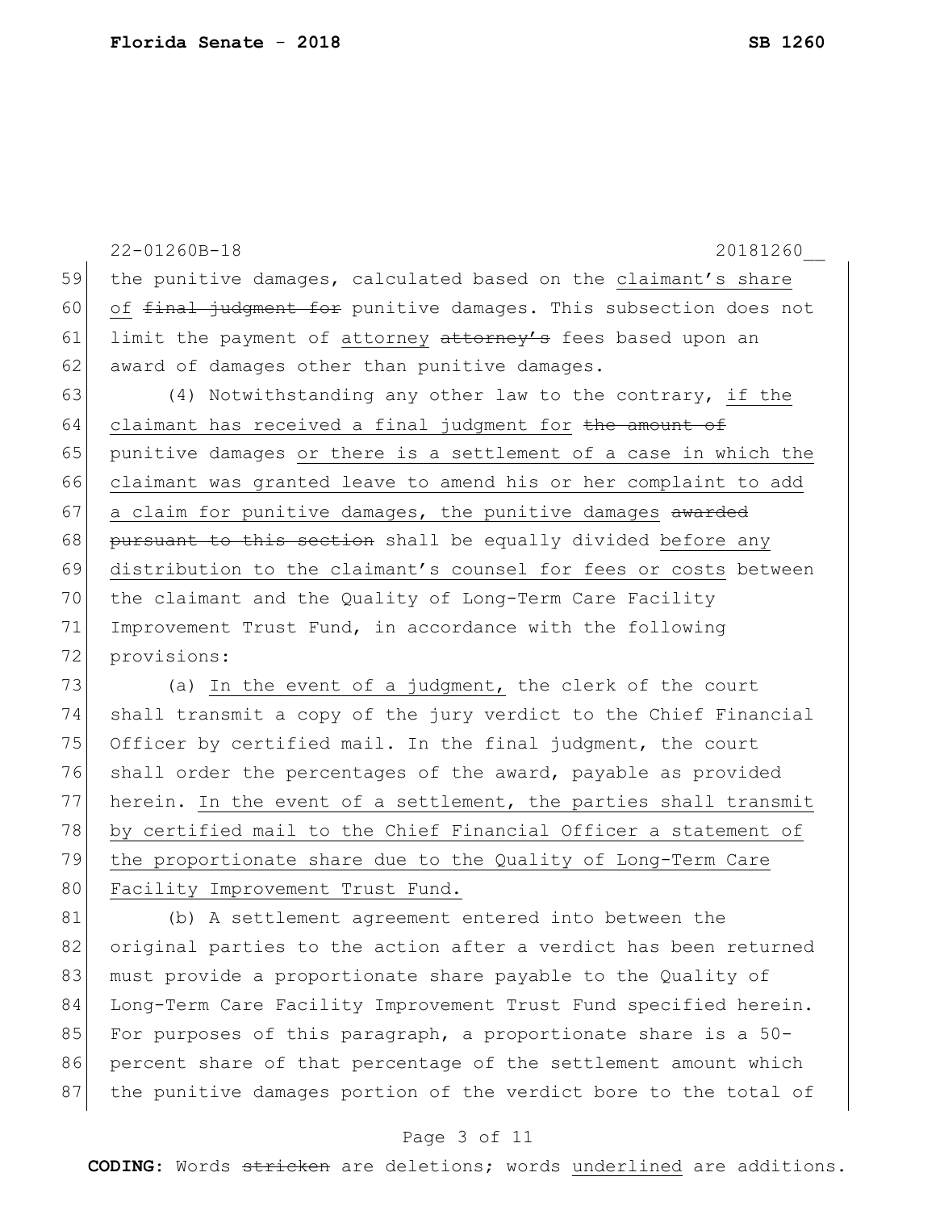22-01260B-18 20181260__

the punitive damages, calculated based on the <u>claimant's share of</u> ~~final judgment for~~ punitive damages. This subsection does not limit the payment of <u>attorney</u> ~~attorney's~~ fees based upon an award of damages other than punitive damages.

(4) Notwithstanding any other law to the contrary, <u>if the claimant has received a final judgment for</u> ~~the amount of~~ punitive damages <u>or there is a settlement of a case in which the claimant was granted leave to amend his or her complaint to add a claim for punitive damages, the punitive damages</u> ~~awarded pursuant to this section~~ shall be equally divided <u>before any distribution to the claimant's counsel for fees or costs</u> between the claimant and the Quality of Long-Term Care Facility Improvement Trust Fund, in accordance with the following provisions:

(a) <u>In the event of a judgment,</u> the clerk of the court shall transmit a copy of the jury verdict to the Chief Financial Officer by certified mail. In the final judgment, the court shall order the percentages of the award, payable as provided herein. <u>In the event of a settlement, the parties shall transmit by certified mail to the Chief Financial Officer a statement of the proportionate share due to the Quality of Long-Term Care Facility Improvement Trust Fund.</u>

(b) A settlement agreement entered into between the original parties to the action after a verdict has been returned must provide a proportionate share payable to the Quality of Long-Term Care Facility Improvement Trust Fund specified herein. For purposes of this paragraph, a proportionate share is a 50-percent share of that percentage of the settlement amount which the punitive damages portion of the verdict bore to the total of

**CODING:** Words ~~stricken~~ are deletions; words <u>underlined</u> are additions.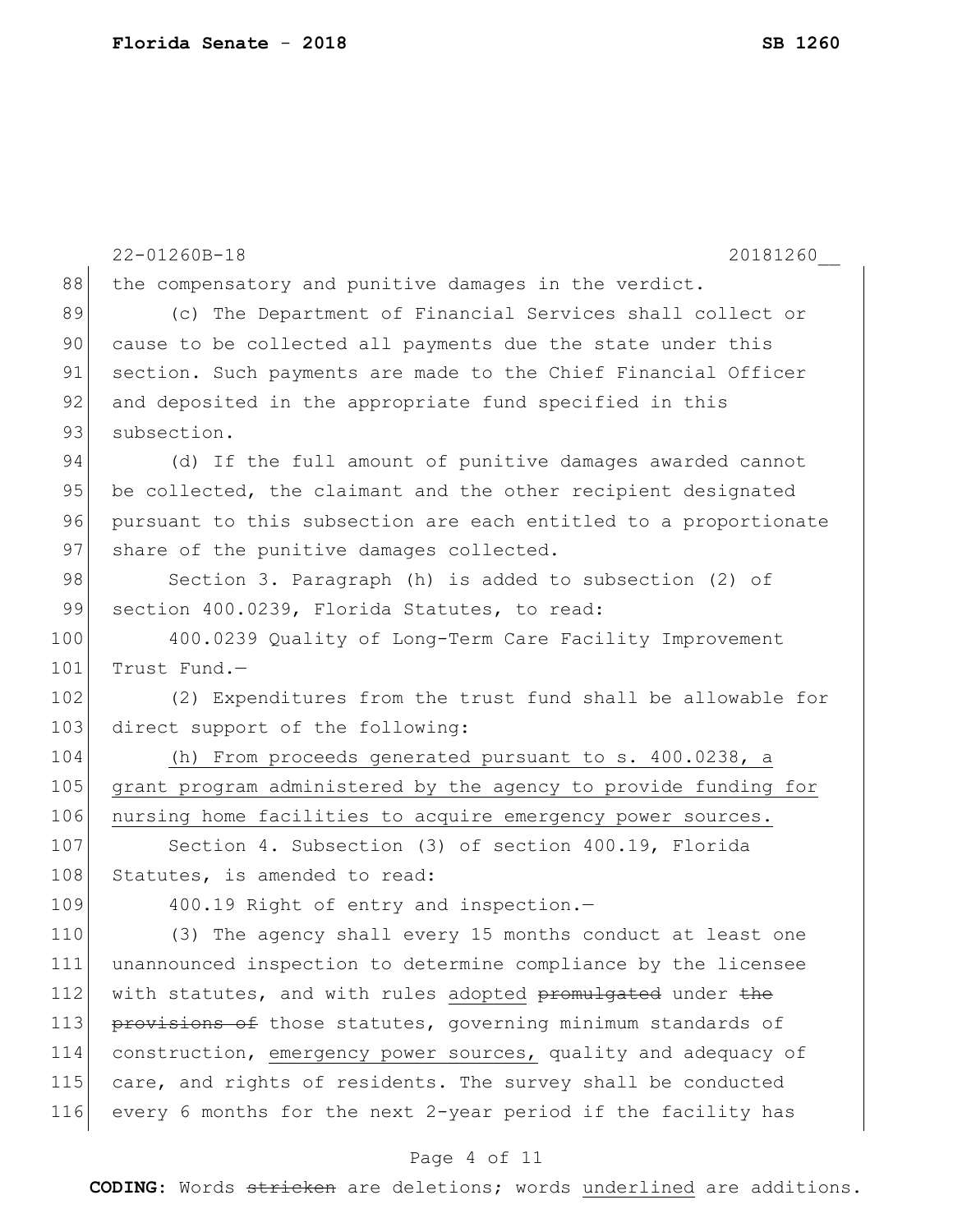the compensatory and punitive damages in the verdict.

(c) The Department of Financial Services shall collect or cause to be collected all payments due the state under this section. Such payments are made to the Chief Financial Officer and deposited in the appropriate fund specified in this subsection.

(d) If the full amount of punitive damages awarded cannot be collected, the claimant and the other recipient designated pursuant to this subsection are each entitled to a proportionate share of the punitive damages collected.

Section 3. Paragraph (h) is added to subsection (2) of section 400.0239, Florida Statutes, to read:

400.0239 Quality of Long-Term Care Facility Improvement Trust Fund.—

(2) Expenditures from the trust fund shall be allowable for direct support of the following:

<u>(h) From proceeds generated pursuant to s. 400.0238, a grant program administered by the agency to provide funding for nursing home facilities to acquire emergency power sources.</u>

Section 4. Subsection (3) of section 400.19, Florida Statutes, is amended to read:

400.19 Right of entry and inspection.—

(3) The agency shall every 15 months conduct at least one unannounced inspection to determine compliance by the licensee with statutes, and with rules <u>adopted</u> ~~promulgated~~ under ~~the provisions of~~ those statutes, governing minimum standards of construction, <u>emergency power sources,</u> quality and adequacy of care, and rights of residents. The survey shall be conducted every 6 months for the next 2-year period if the facility has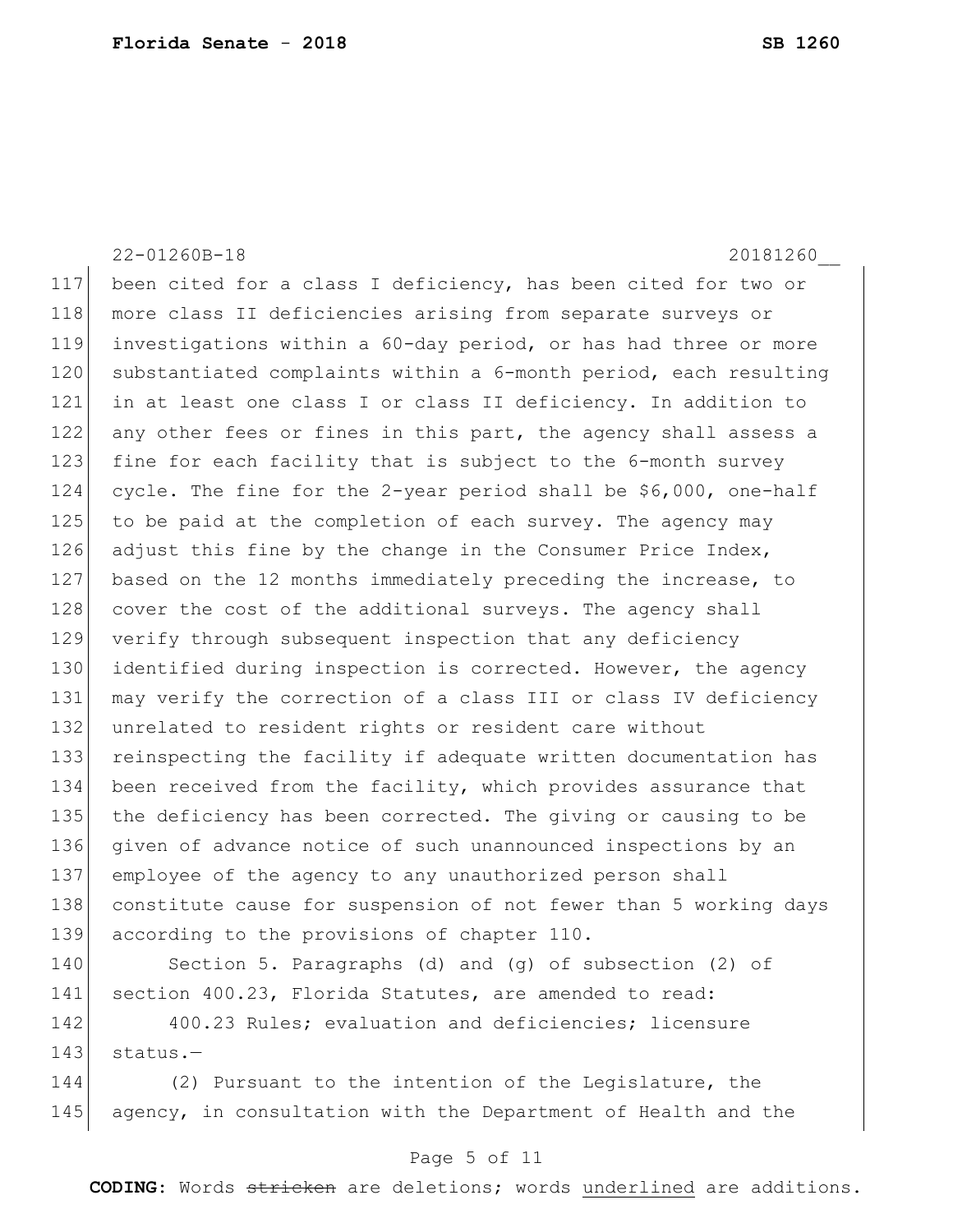been cited for a class I deficiency, has been cited for two or more class II deficiencies arising from separate surveys or investigations within a 60-day period, or has had three or more substantiated complaints within a 6-month period, each resulting in at least one class I or class II deficiency. In addition to any other fees or fines in this part, the agency shall assess a fine for each facility that is subject to the 6-month survey cycle. The fine for the 2-year period shall be $6,000, one-half to be paid at the completion of each survey. The agency may adjust this fine by the change in the Consumer Price Index, based on the 12 months immediately preceding the increase, to cover the cost of the additional surveys. The agency shall verify through subsequent inspection that any deficiency identified during inspection is corrected. However, the agency may verify the correction of a class III or class IV deficiency unrelated to resident rights or resident care without reinspecting the facility if adequate written documentation has been received from the facility, which provides assurance that the deficiency has been corrected. The giving or causing to be given of advance notice of such unannounced inspections by an employee of the agency to any unauthorized person shall constitute cause for suspension of not fewer than 5 working days according to the provisions of chapter 110.

Section 5. Paragraphs (d) and (g) of subsection (2) of section 400.23, Florida Statutes, are amended to read:

400.23 Rules; evaluation and deficiencies; licensure status.—

(2) Pursuant to the intention of the Legislature, the agency, in consultation with the Department of Health and the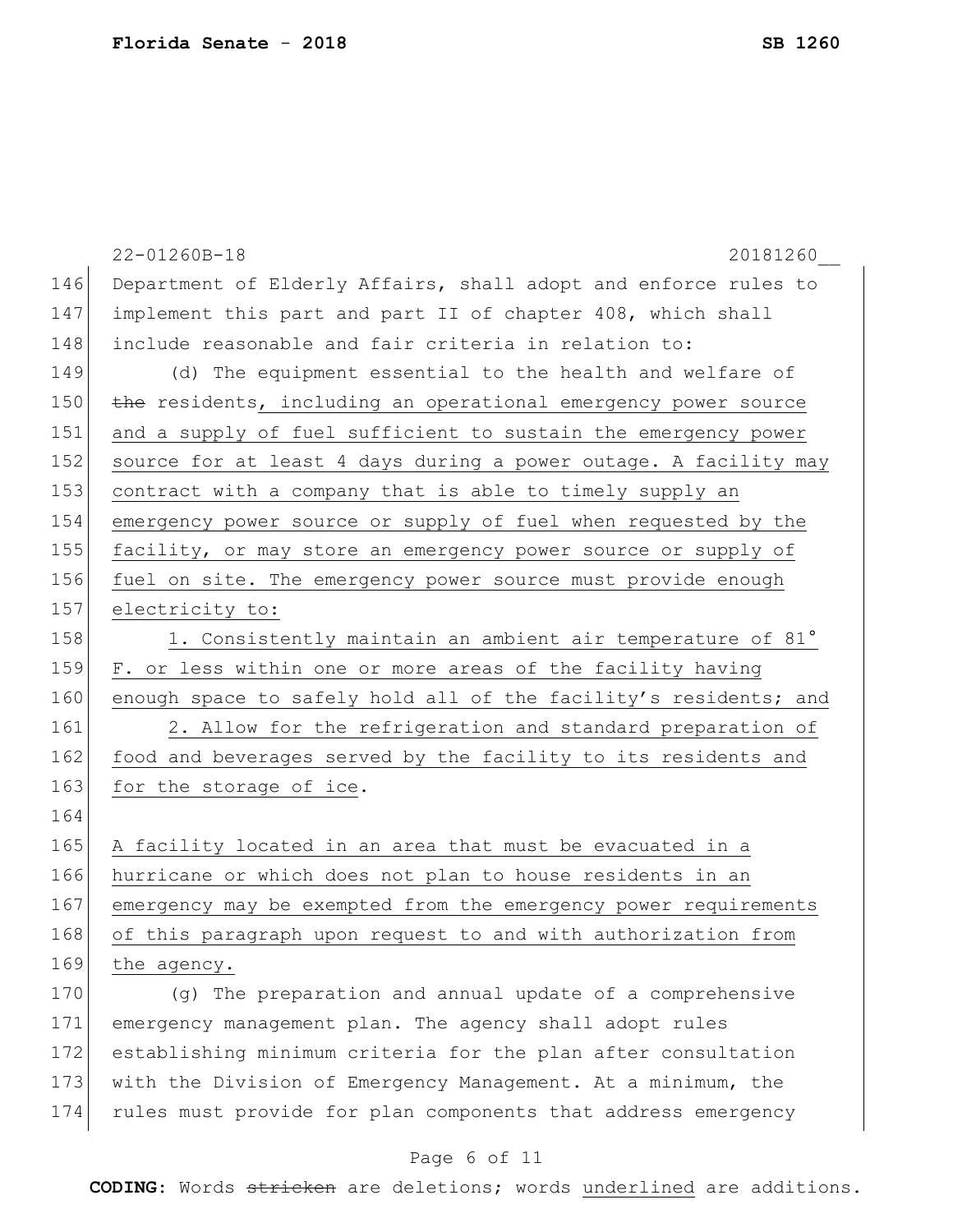Department of Elderly Affairs, shall adopt and enforce rules to implement this part and part II of chapter 408, which shall include reasonable and fair criteria in relation to:

(d) The equipment essential to the health and welfare of ~~the~~ residents, including an operational emergency power source and a supply of fuel sufficient to sustain the emergency power source for at least 4 days during a power outage. A facility may contract with a company that is able to timely supply an emergency power source or supply of fuel when requested by the facility, or may store an emergency power source or supply of fuel on site. The emergency power source must provide enough electricity to:

1. Consistently maintain an ambient air temperature of 81° F. or less within one or more areas of the facility having enough space to safely hold all of the facility's residents; and

2. Allow for the refrigeration and standard preparation of food and beverages served by the facility to its residents and for the storage of ice.

A facility located in an area that must be evacuated in a hurricane or which does not plan to house residents in an emergency may be exempted from the emergency power requirements of this paragraph upon request to and with authorization from the agency.

(g) The preparation and annual update of a comprehensive emergency management plan. The agency shall adopt rules establishing minimum criteria for the plan after consultation with the Division of Emergency Management. At a minimum, the rules must provide for plan components that address emergency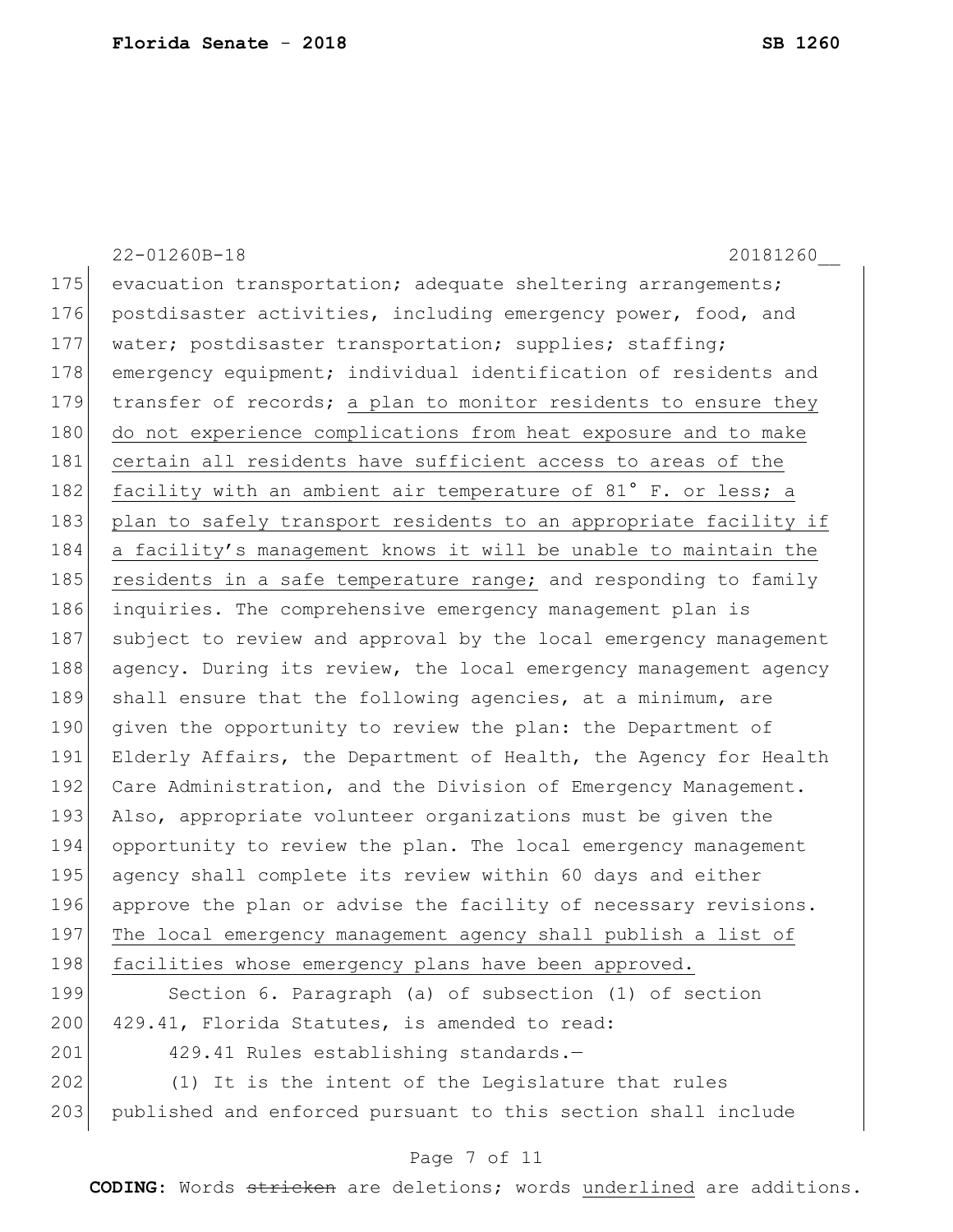evacuation transportation; adequate sheltering arrangements; postdisaster activities, including emergency power, food, and water; postdisaster transportation; supplies; staffing; emergency equipment; individual identification of residents and transfer of records; <u>a plan to monitor residents to ensure they do not experience complications from heat exposure and to make certain all residents have sufficient access to areas of the facility with an ambient air temperature of 81° F. or less; a plan to safely transport residents to an appropriate facility if a facility's management knows it will be unable to maintain the residents in a safe temperature range;</u> and responding to family inquiries. The comprehensive emergency management plan is subject to review and approval by the local emergency management agency. During its review, the local emergency management agency shall ensure that the following agencies, at a minimum, are given the opportunity to review the plan: the Department of Elderly Affairs, the Department of Health, the Agency for Health Care Administration, and the Division of Emergency Management. Also, appropriate volunteer organizations must be given the opportunity to review the plan. The local emergency management agency shall complete its review within 60 days and either approve the plan or advise the facility of necessary revisions. <u>The local emergency management agency shall publish a list of facilities whose emergency plans have been approved.</u>

Section 6. Paragraph (a) of subsection (1) of section 429.41, Florida Statutes, is amended to read:

429.41 Rules establishing standards.—

(1) It is the intent of the Legislature that rules published and enforced pursuant to this section shall include

**CODING:** Words ~~stricken~~ are deletions; words <u>underlined</u> are additions.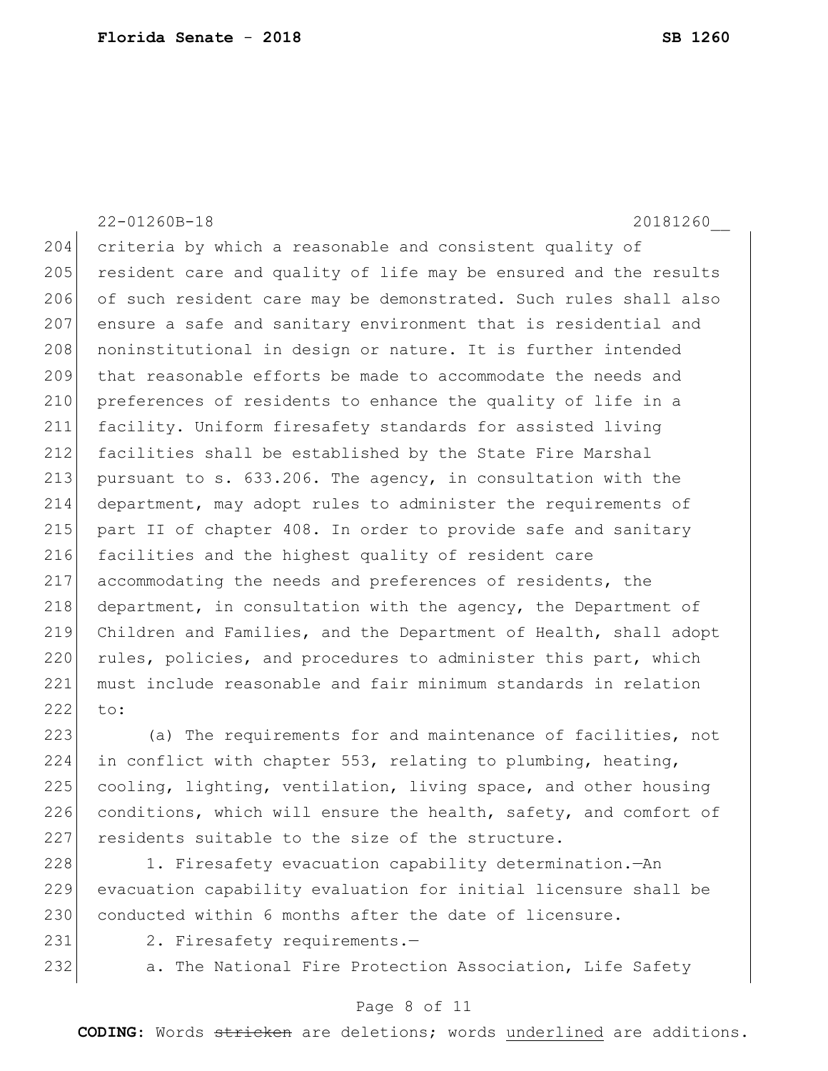criteria by which a reasonable and consistent quality of resident care and quality of life may be ensured and the results of such resident care may be demonstrated. Such rules shall also ensure a safe and sanitary environment that is residential and noninstitutional in design or nature. It is further intended that reasonable efforts be made to accommodate the needs and preferences of residents to enhance the quality of life in a facility. Uniform firesafety standards for assisted living facilities shall be established by the State Fire Marshal pursuant to s. 633.206. The agency, in consultation with the department, may adopt rules to administer the requirements of part II of chapter 408. In order to provide safe and sanitary facilities and the highest quality of resident care accommodating the needs and preferences of residents, the department, in consultation with the agency, the Department of Children and Families, and the Department of Health, shall adopt rules, policies, and procedures to administer this part, which must include reasonable and fair minimum standards in relation to:

(a) The requirements for and maintenance of facilities, not in conflict with chapter 553, relating to plumbing, heating, cooling, lighting, ventilation, living space, and other housing conditions, which will ensure the health, safety, and comfort of residents suitable to the size of the structure.

1. Firesafety evacuation capability determination.—An evacuation capability evaluation for initial licensure shall be conducted within 6 months after the date of licensure.

2. Firesafety requirements.—

a. The National Fire Protection Association, Life Safety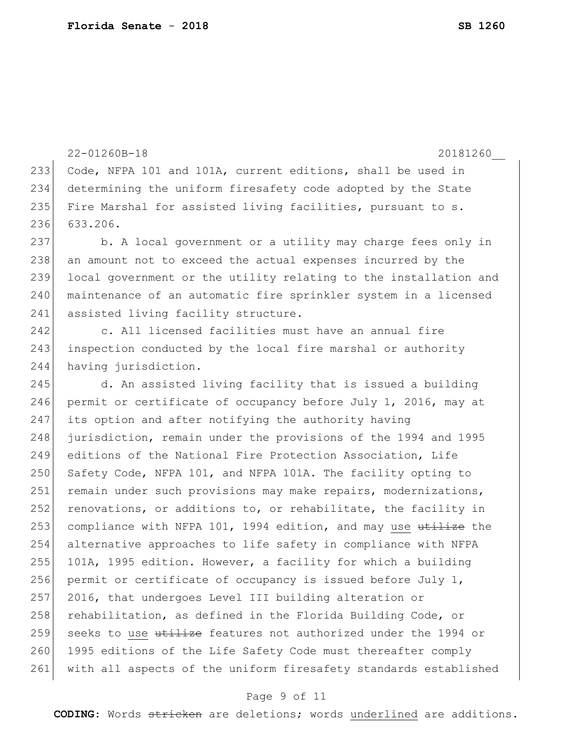Code, NFPA 101 and 101A, current editions, shall be used in determining the uniform firesafety code adopted by the State Fire Marshal for assisted living facilities, pursuant to s. 633.206.

b. A local government or a utility may charge fees only in an amount not to exceed the actual expenses incurred by the local government or the utility relating to the installation and maintenance of an automatic fire sprinkler system in a licensed assisted living facility structure.

c. All licensed facilities must have an annual fire inspection conducted by the local fire marshal or authority having jurisdiction.

d. An assisted living facility that is issued a building permit or certificate of occupancy before July 1, 2016, may at its option and after notifying the authority having jurisdiction, remain under the provisions of the 1994 and 1995 editions of the National Fire Protection Association, Life Safety Code, NFPA 101, and NFPA 101A. The facility opting to remain under such provisions may make repairs, modernizations, renovations, or additions to, or rehabilitate, the facility in compliance with NFPA 101, 1994 edition, and may <u>use</u> ~~utilize~~ the alternative approaches to life safety in compliance with NFPA 101A, 1995 edition. However, a facility for which a building permit or certificate of occupancy is issued before July 1, 2016, that undergoes Level III building alteration or rehabilitation, as defined in the Florida Building Code, or seeks to <u>use</u> ~~utilize~~ features not authorized under the 1994 or 1995 editions of the Life Safety Code must thereafter comply with all aspects of the uniform firesafety standards established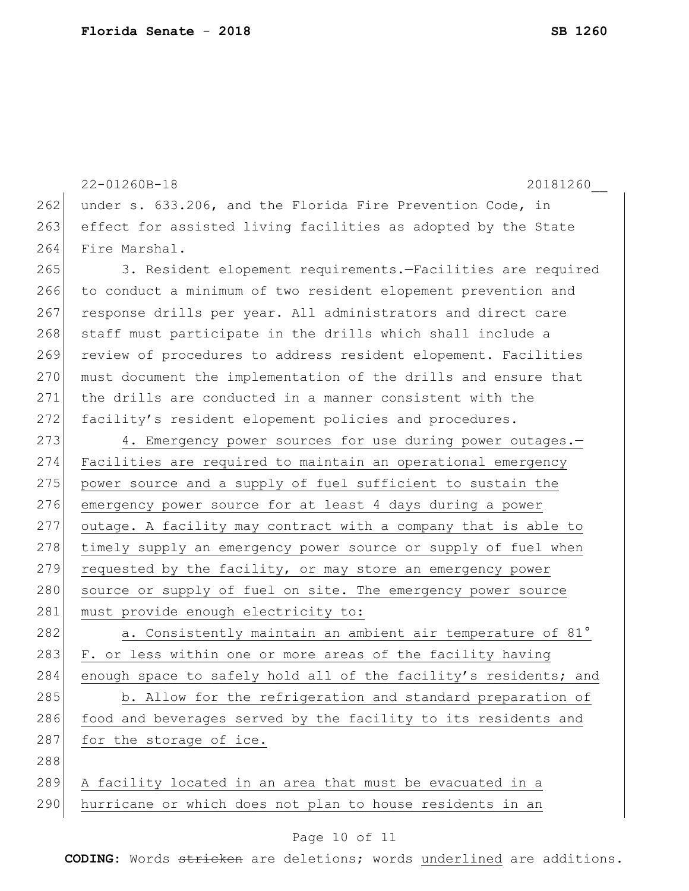under s. 633.206, and the Florida Fire Prevention Code, in effect for assisted living facilities as adopted by the State Fire Marshal.

3. Resident elopement requirements.—Facilities are required to conduct a minimum of two resident elopement prevention and response drills per year. All administrators and direct care staff must participate in the drills which shall include a review of procedures to address resident elopement. Facilities must document the implementation of the drills and ensure that the drills are conducted in a manner consistent with the facility's resident elopement policies and procedures.

4. Emergency power sources for use during power outages.—Facilities are required to maintain an operational emergency power source and a supply of fuel sufficient to sustain the emergency power source for at least 4 days during a power outage. A facility may contract with a company that is able to timely supply an emergency power source or supply of fuel when requested by the facility, or may store an emergency power source or supply of fuel on site. The emergency power source must provide enough electricity to:

a. Consistently maintain an ambient air temperature of 81° F. or less within one or more areas of the facility having enough space to safely hold all of the facility's residents; and

b. Allow for the refrigeration and standard preparation of food and beverages served by the facility to its residents and for the storage of ice.

A facility located in an area that must be evacuated in a hurricane or which does not plan to house residents in an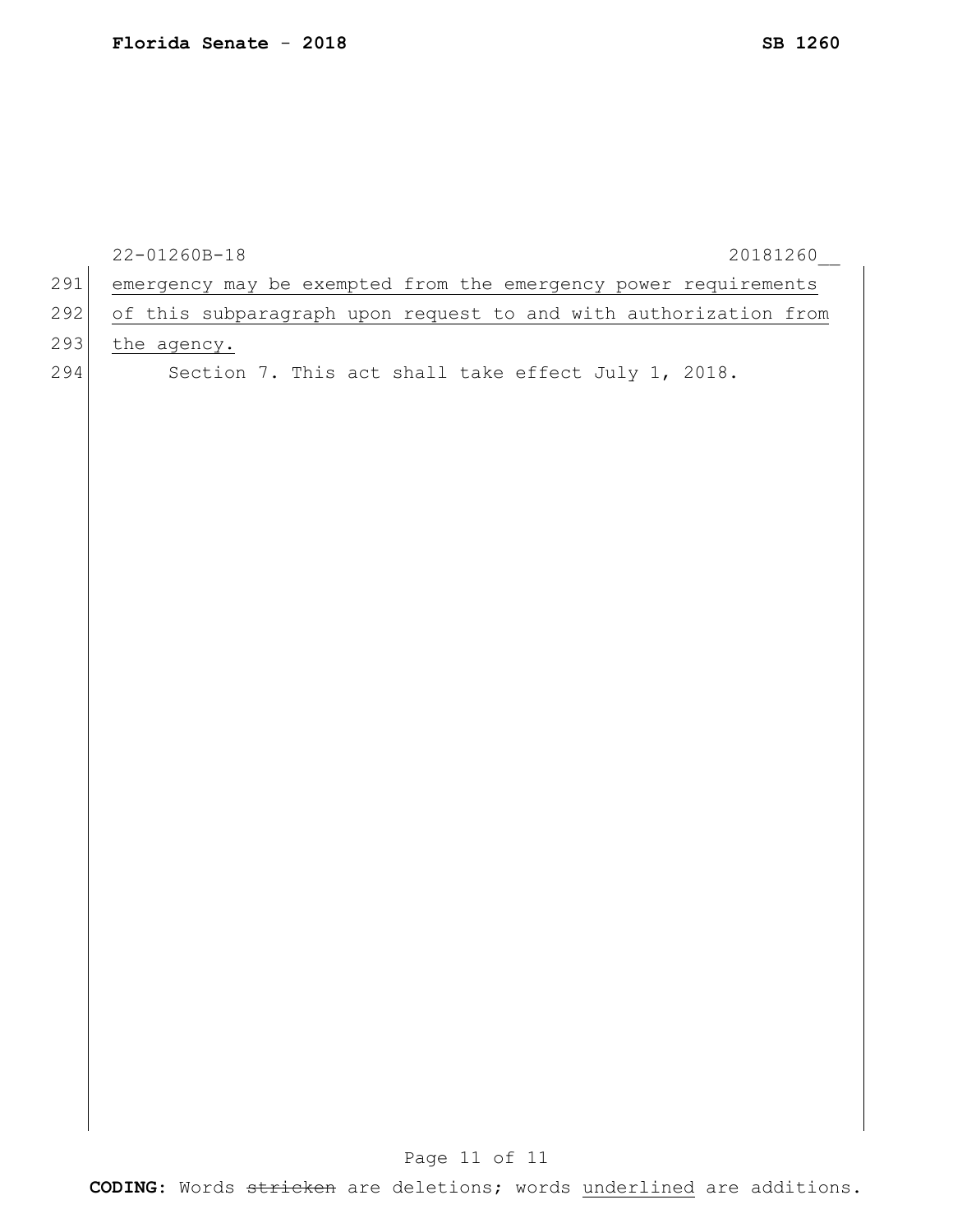emergency may be exempted from the emergency power requirements of this subparagraph upon request to and with authorization from the agency.

Section 7. This act shall take effect July 1, 2018.